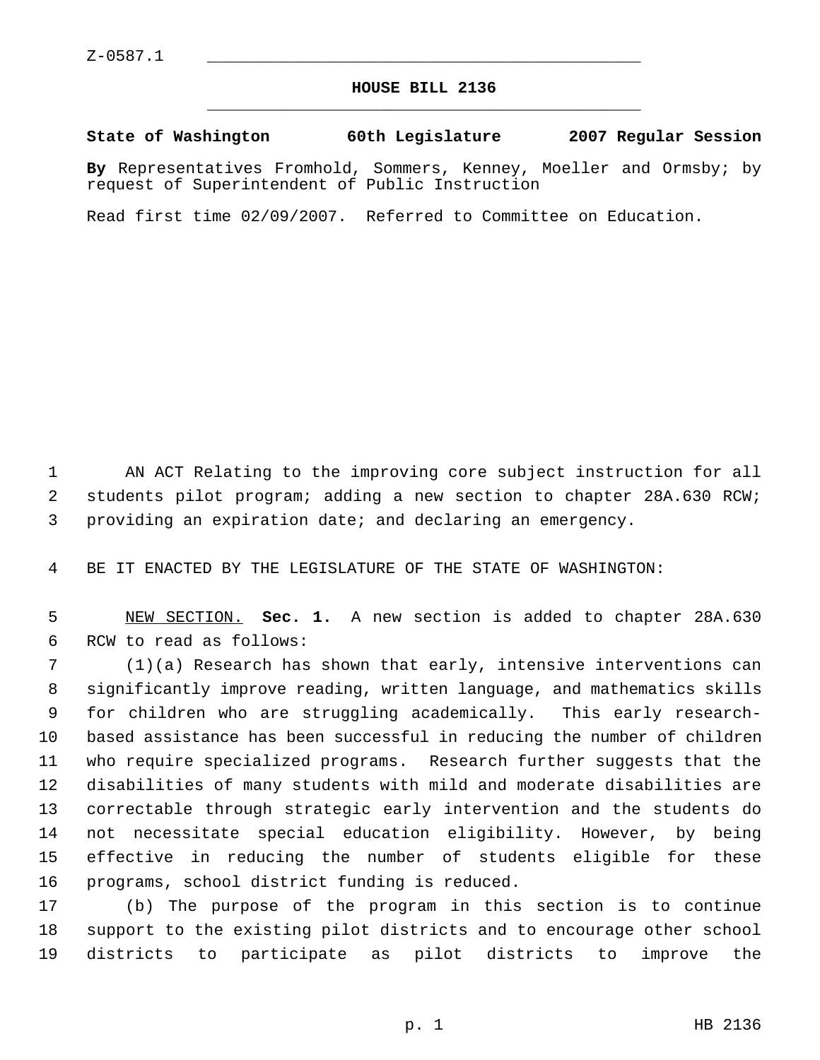Z-0587.1

# HOUSE BILL 2136

**State of Washington 60th Legislature 2007 Regular Session**

**By** Representatives Fromhold, Sommers, Kenney, Moeller and Ormsby; by request of Superintendent of Public Instruction

Read first time 02/09/2007. Referred to Committee on Education.

AN ACT Relating to the improving core subject instruction for all students pilot program; adding a new section to chapter 28A.630 RCW; providing an expiration date; and declaring an emergency.

BE IT ENACTED BY THE LEGISLATURE OF THE STATE OF WASHINGTON:

NEW SECTION. **Sec. 1.** A new section is added to chapter 28A.630 RCW to read as follows:

(1)(a) Research has shown that early, intensive interventions can significantly improve reading, written language, and mathematics skills for children who are struggling academically. This early research-based assistance has been successful in reducing the number of children who require specialized programs. Research further suggests that the disabilities of many students with mild and moderate disabilities are correctable through strategic early intervention and the students do not necessitate special education eligibility. However, by being effective in reducing the number of students eligible for these programs, school district funding is reduced.

(b) The purpose of the program in this section is to continue support to the existing pilot districts and to encourage other school districts to participate as pilot districts to improve the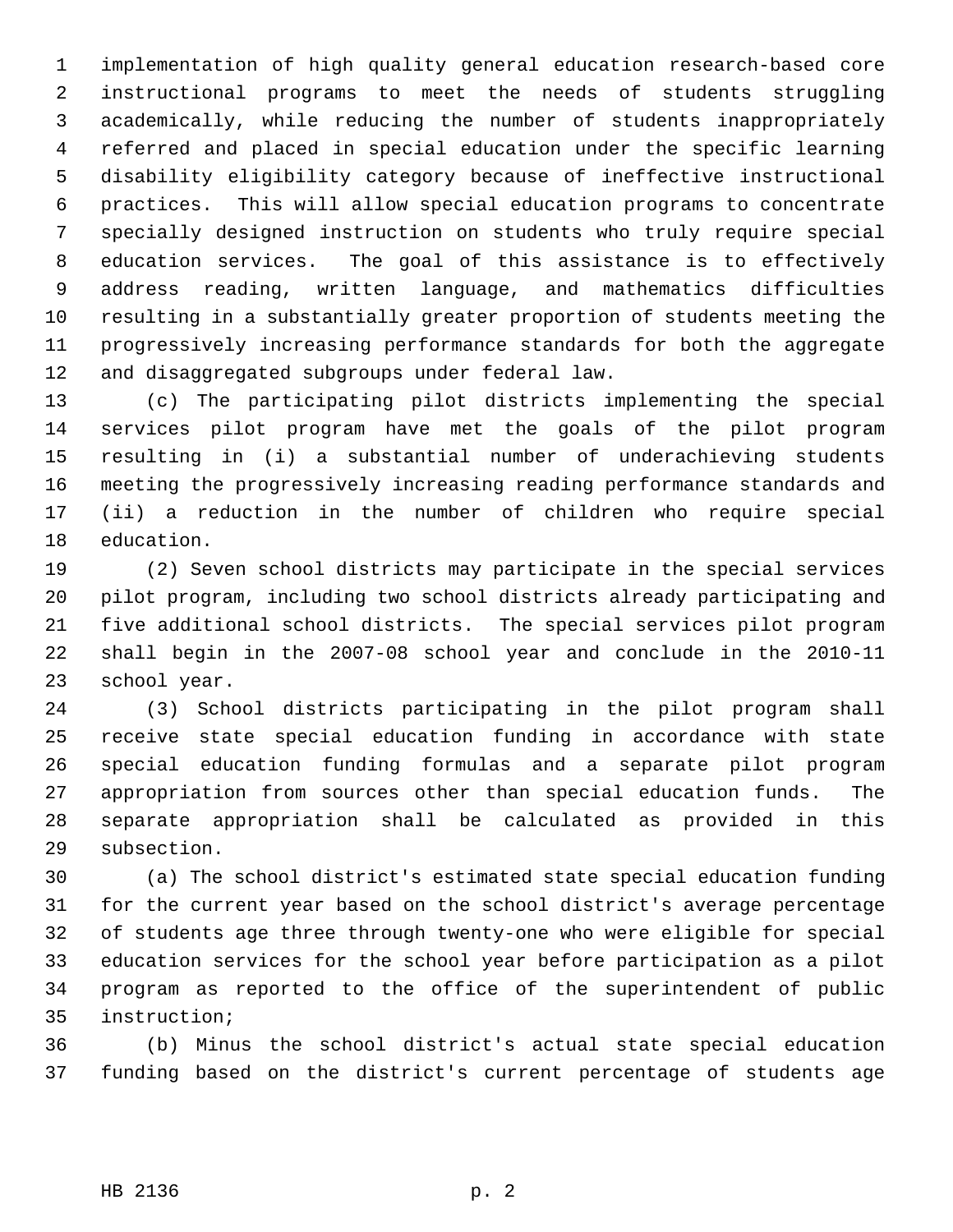implementation of high quality general education research-based core instructional programs to meet the needs of students struggling academically, while reducing the number of students inappropriately referred and placed in special education under the specific learning disability eligibility category because of ineffective instructional practices. This will allow special education programs to concentrate specially designed instruction on students who truly require special education services. The goal of this assistance is to effectively address reading, written language, and mathematics difficulties resulting in a substantially greater proportion of students meeting the progressively increasing performance standards for both the aggregate and disaggregated subgroups under federal law.

(c) The participating pilot districts implementing the special services pilot program have met the goals of the pilot program resulting in (i) a substantial number of underachieving students meeting the progressively increasing reading performance standards and (ii) a reduction in the number of children who require special education.

(2) Seven school districts may participate in the special services pilot program, including two school districts already participating and five additional school districts. The special services pilot program shall begin in the 2007-08 school year and conclude in the 2010-11 school year.

(3) School districts participating in the pilot program shall receive state special education funding in accordance with state special education funding formulas and a separate pilot program appropriation from sources other than special education funds. The separate appropriation shall be calculated as provided in this subsection.

(a) The school district's estimated state special education funding for the current year based on the school district's average percentage of students age three through twenty-one who were eligible for special education services for the school year before participation as a pilot program as reported to the office of the superintendent of public instruction;

(b) Minus the school district's actual state special education funding based on the district's current percentage of students age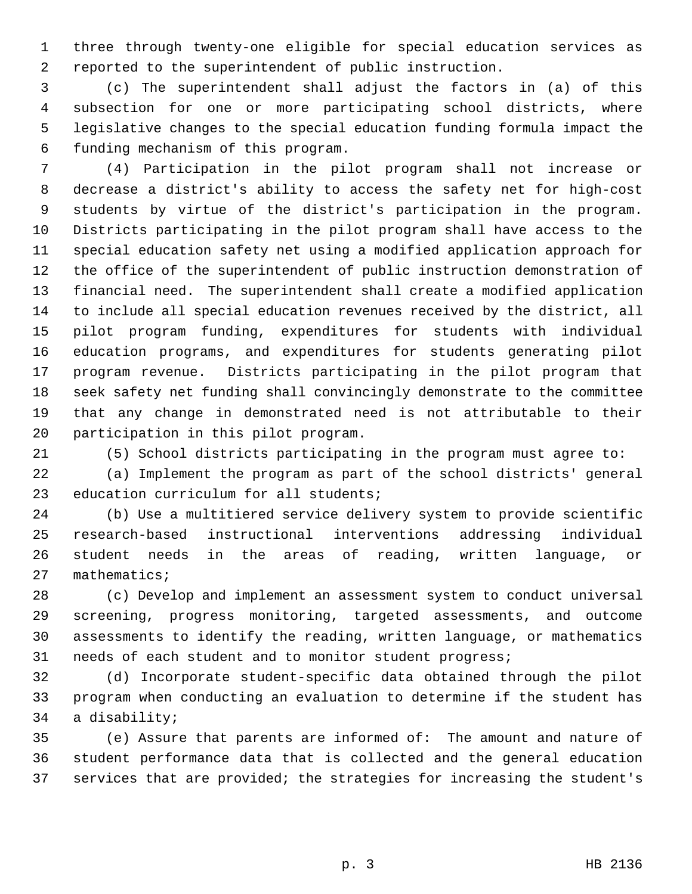three through twenty-one eligible for special education services as reported to the superintendent of public instruction.

(c) The superintendent shall adjust the factors in (a) of this subsection for one or more participating school districts, where legislative changes to the special education funding formula impact the funding mechanism of this program.

(4) Participation in the pilot program shall not increase or decrease a district's ability to access the safety net for high-cost students by virtue of the district's participation in the program. Districts participating in the pilot program shall have access to the special education safety net using a modified application approach for the office of the superintendent of public instruction demonstration of financial need. The superintendent shall create a modified application to include all special education revenues received by the district, all pilot program funding, expenditures for students with individual education programs, and expenditures for students generating pilot program revenue. Districts participating in the pilot program that seek safety net funding shall convincingly demonstrate to the committee that any change in demonstrated need is not attributable to their participation in this pilot program.

(5) School districts participating in the program must agree to:

(a) Implement the program as part of the school districts' general education curriculum for all students;

(b) Use a multitiered service delivery system to provide scientific research-based instructional interventions addressing individual student needs in the areas of reading, written language, or mathematics;

(c) Develop and implement an assessment system to conduct universal screening, progress monitoring, targeted assessments, and outcome assessments to identify the reading, written language, or mathematics needs of each student and to monitor student progress;

(d) Incorporate student-specific data obtained through the pilot program when conducting an evaluation to determine if the student has a disability;

(e) Assure that parents are informed of: The amount and nature of student performance data that is collected and the general education services that are provided; the strategies for increasing the student's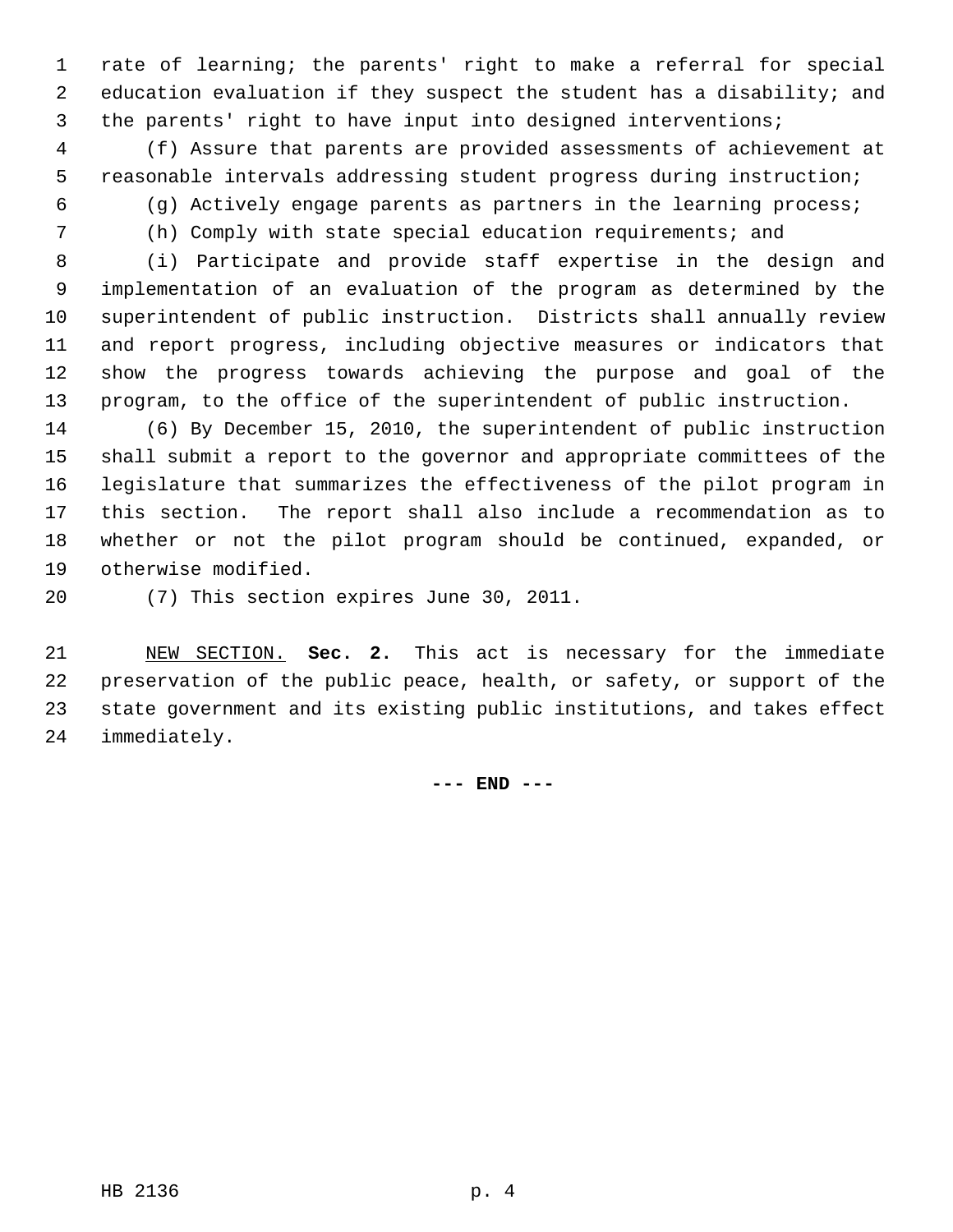rate of learning; the parents' right to make a referral for special education evaluation if they suspect the student has a disability; and the parents' right to have input into designed interventions;

(f) Assure that parents are provided assessments of achievement at reasonable intervals addressing student progress during instruction;

(g) Actively engage parents as partners in the learning process;

(h) Comply with state special education requirements; and

(i) Participate and provide staff expertise in the design and implementation of an evaluation of the program as determined by the superintendent of public instruction. Districts shall annually review and report progress, including objective measures or indicators that show the progress towards achieving the purpose and goal of the program, to the office of the superintendent of public instruction.

(6) By December 15, 2010, the superintendent of public instruction shall submit a report to the governor and appropriate committees of the legislature that summarizes the effectiveness of the pilot program in this section. The report shall also include a recommendation as to whether or not the pilot program should be continued, expanded, or otherwise modified.

(7) This section expires June 30, 2011.

NEW SECTION. **Sec. 2.** This act is necessary for the immediate preservation of the public peace, health, or safety, or support of the state government and its existing public institutions, and takes effect immediately.

**--- END ---**